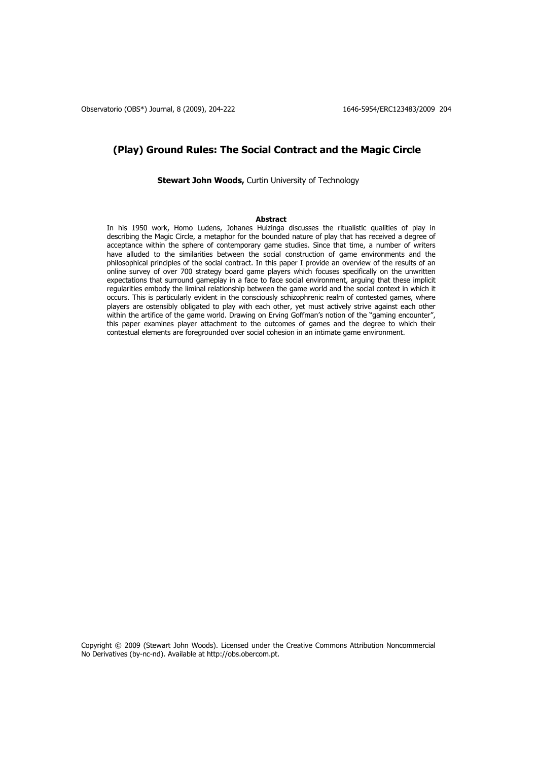# (Play) Ground Rules: The Social Contract and the Magic Circle

**Stewart John Woods,** Curtin University of Technology

**Abstract**

In his 1950 work, Homo Ludens, Johanes Huizinga discusses the ritualistic qualities of play in describing the Magic Circle, a metaphor for the bounded nature of play that has received a degree of acceptance within the sphere of contemporary game studies. Since that time, a number of writers have alluded to the similarities between the social construction of game environments and the philosophical principles of the social contract. In this paper I provide an overview of the results of an online survey of over 700 strategy board game players which focuses specifically on the unwritten expectations that surround gameplay in a face to face social environment, arguing that these implicit regularities embody the liminal relationship between the game world and the social context in which it occurs. This is particularly evident in the consciously schizophrenic realm of contested games, where players are ostensibly obligated to play with each other, yet must actively strive against each other within the artifice of the game world. Drawing on Erving Goffman's notion of the "gaming encounter", this paper examines player attachment to the outcomes of games and the degree to which their contestual elements are foregrounded over social cohesion in an intimate game environment.

Copyright © 2009 (Stewart John Woods). Licensed under the Creative Commons Attribution Noncommercial No Derivatives (by-nc-nd). Available at http://obs.obercom.pt.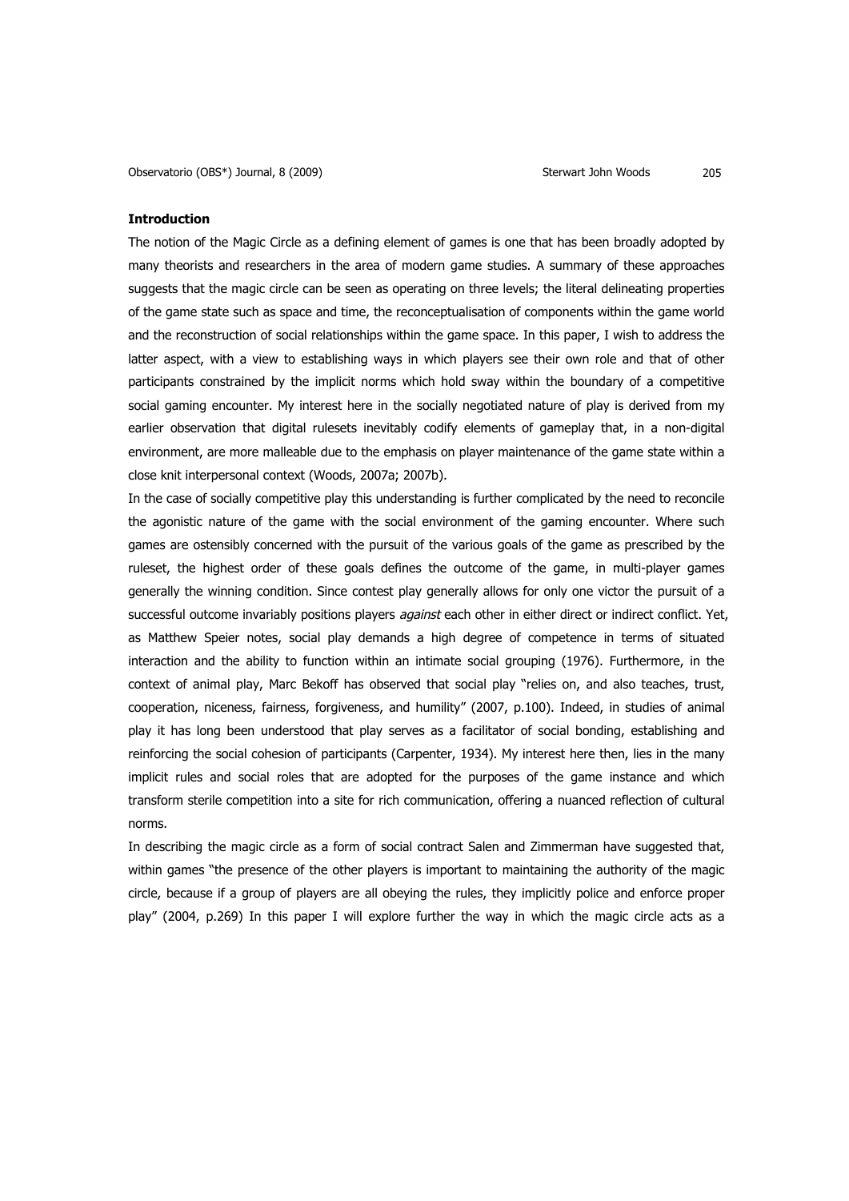**Introduction**

The notion of the Magic Circle as a defining element of games is one that has been broadly adopted by many theorists and researchers in the area of modern game studies. A summary of these approaches suggests that the magic circle can be seen as operating on three levels; the literal delineating properties of the game state such as space and time, the reconceptualisation of components within the game world and the reconstruction of social relationships within the game space. In this paper, I wish to address the latter aspect, with a view to establishing ways in which players see their own role and that of other participants constrained by the implicit norms which hold sway within the boundary of a competitive social gaming encounter. My interest here in the socially negotiated nature of play is derived from my earlier observation that digital rulesets inevitably codify elements of gameplay that, in a non-digital environment, are more malleable due to the emphasis on player maintenance of the game state within a close knit interpersonal context (Woods, 2007a; 2007b).

In the case of socially competitive play this understanding is further complicated by the need to reconcile the agonistic nature of the game with the social environment of the gaming encounter. Where such games are ostensibly concerned with the pursuit of the various goals of the game as prescribed by the ruleset, the highest order of these goals defines the outcome of the game, in multi-player games generally the winning condition. Since contest play generally allows for only one victor the pursuit of a successful outcome invariably positions players *against* each other in either direct or indirect conflict. Yet, as Matthew Speier notes, social play demands a high degree of competence in terms of situated interaction and the ability to function within an intimate social grouping (1976). Furthermore, in the context of animal play, Marc Bekoff has observed that social play "relies on, and also teaches, trust, cooperation, niceness, fairness, forgiveness, and humility" (2007, p.100). Indeed, in studies of animal play it has long been understood that play serves as a facilitator of social bonding, establishing and reinforcing the social cohesion of participants (Carpenter, 1934). My interest here then, lies in the many implicit rules and social roles that are adopted for the purposes of the game instance and which transform sterile competition into a site for rich communication, offering a nuanced reflection of cultural norms.

In describing the magic circle as a form of social contract Salen and Zimmerman have suggested that, within games "the presence of the other players is important to maintaining the authority of the magic circle, because if a group of players are all obeying the rules, they implicitly police and enforce proper play" (2004, p.269) In this paper I will explore further the way in which the magic circle acts as a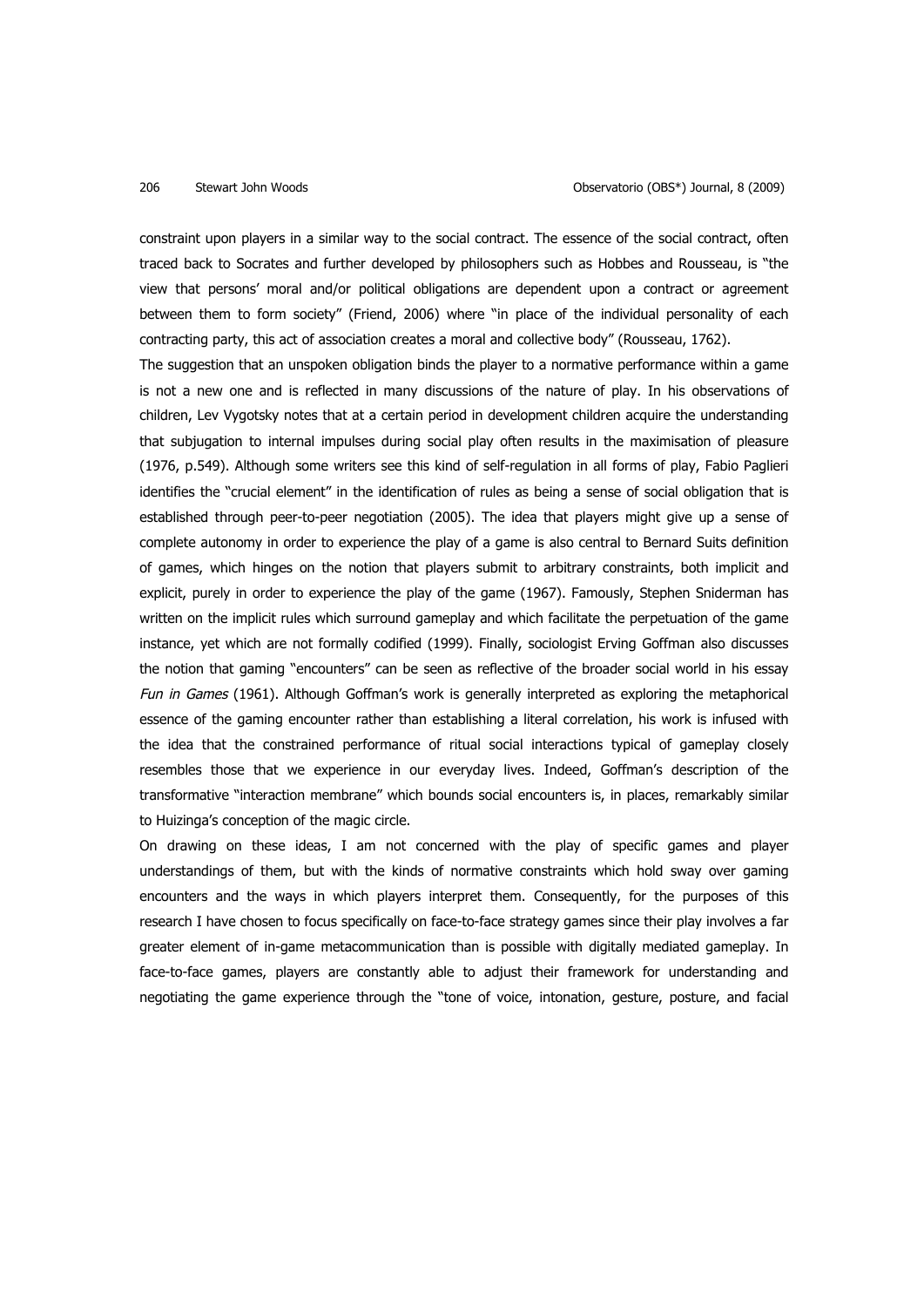constraint upon players in a similar way to the social contract. The essence of the social contract, often traced back to Socrates and further developed by philosophers such as Hobbes and Rousseau, is "the view that persons' moral and/or political obligations are dependent upon a contract or agreement between them to form society" (Friend, 2006) where "in place of the individual personality of each contracting party, this act of association creates a moral and collective body" (Rousseau, 1762).

The suggestion that an unspoken obligation binds the player to a normative performance within a game is not a new one and is reflected in many discussions of the nature of play. In his observations of children, Lev Vygotsky notes that at a certain period in development children acquire the understanding that subjugation to internal impulses during social play often results in the maximisation of pleasure (1976, p.549). Although some writers see this kind of self-regulation in all forms of play, Fabio Paglieri identifies the "crucial element" in the identification of rules as being a sense of social obligation that is established through peer-to-peer negotiation (2005). The idea that players might give up a sense of complete autonomy in order to experience the play of a game is also central to Bernard Suits definition of games, which hinges on the notion that players submit to arbitrary constraints, both implicit and explicit, purely in order to experience the play of the game (1967). Famously, Stephen Sniderman has written on the implicit rules which surround gameplay and which facilitate the perpetuation of the game instance, yet which are not formally codified (1999). Finally, sociologist Erving Goffman also discusses the notion that gaming "encounters" can be seen as reflective of the broader social world in his essay *Fun in Games* (1961). Although Goffman's work is generally interpreted as exploring the metaphorical essence of the gaming encounter rather than establishing a literal correlation, his work is infused with the idea that the constrained performance of ritual social interactions typical of gameplay closely resembles those that we experience in our everyday lives. Indeed, Goffman's description of the transformative "interaction membrane" which bounds social encounters is, in places, remarkably similar to Huizinga's conception of the magic circle.

On drawing on these ideas, I am not concerned with the play of specific games and player understandings of them, but with the kinds of normative constraints which hold sway over gaming encounters and the ways in which players interpret them. Consequently, for the purposes of this research I have chosen to focus specifically on face-to-face strategy games since their play involves a far greater element of in-game metacommunication than is possible with digitally mediated gameplay. In face-to-face games, players are constantly able to adjust their framework for understanding and negotiating the game experience through the "tone of voice, intonation, gesture, posture, and facial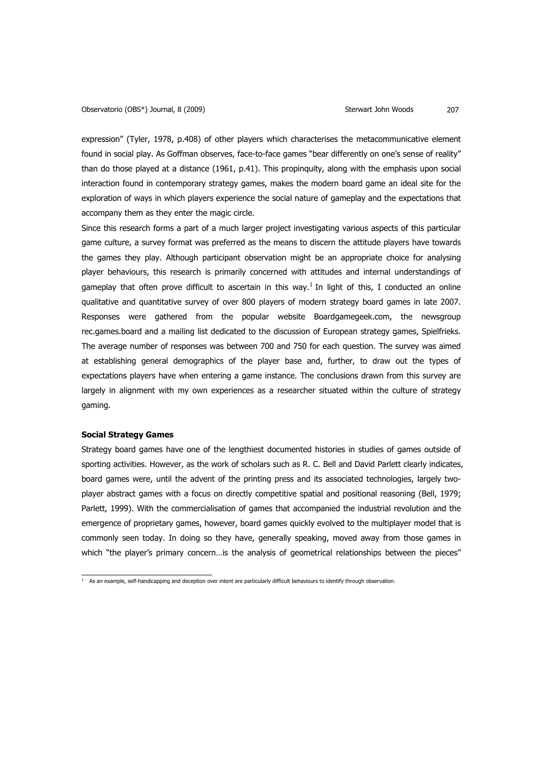expression" (Tyler, 1978, p.408) of other players which characterises the metacommunicative element found in social play. As Goffman observes, face-to-face games "bear differently on one's sense of reality" than do those played at a distance (1961, p.41). This propinquity, along with the emphasis upon social interaction found in contemporary strategy games, makes the modern board game an ideal site for the exploration of ways in which players experience the social nature of gameplay and the expectations that accompany them as they enter the magic circle.

Since this research forms a part of a much larger project investigating various aspects of this particular game culture, a survey format was preferred as the means to discern the attitude players have towards the games they play. Although participant observation might be an appropriate choice for analysing player behaviours, this research is primarily concerned with attitudes and internal understandings of gameplay that often prove difficult to ascertain in this way.[1] In light of this, I conducted an online qualitative and quantitative survey of over 800 players of modern strategy board games in late 2007. Responses were gathered from the popular website Boardgamegeek.com, the newsgroup rec.games.board and a mailing list dedicated to the discussion of European strategy games, Spielfrieks. The average number of responses was between 700 and 750 for each question. The survey was aimed at establishing general demographics of the player base and, further, to draw out the types of expectations players have when entering a game instance. The conclusions drawn from this survey are largely in alignment with my own experiences as a researcher situated within the culture of strategy gaming.

**Social Strategy Games**

Strategy board games have one of the lengthiest documented histories in studies of games outside of sporting activities. However, as the work of scholars such as R. C. Bell and David Parlett clearly indicates, board games were, until the advent of the printing press and its associated technologies, largely two-player abstract games with a focus on directly competitive spatial and positional reasoning (Bell, 1979; Parlett, 1999). With the commercialisation of games that accompanied the industrial revolution and the emergence of proprietary games, however, board games quickly evolved to the multiplayer model that is commonly seen today. In doing so they have, generally speaking, moved away from those games in which "the player's primary concern…is the analysis of geometrical relationships between the pieces"

[1] As an example, self-handicapping and deception over intent are particularly difficult behaviours to identify through observation.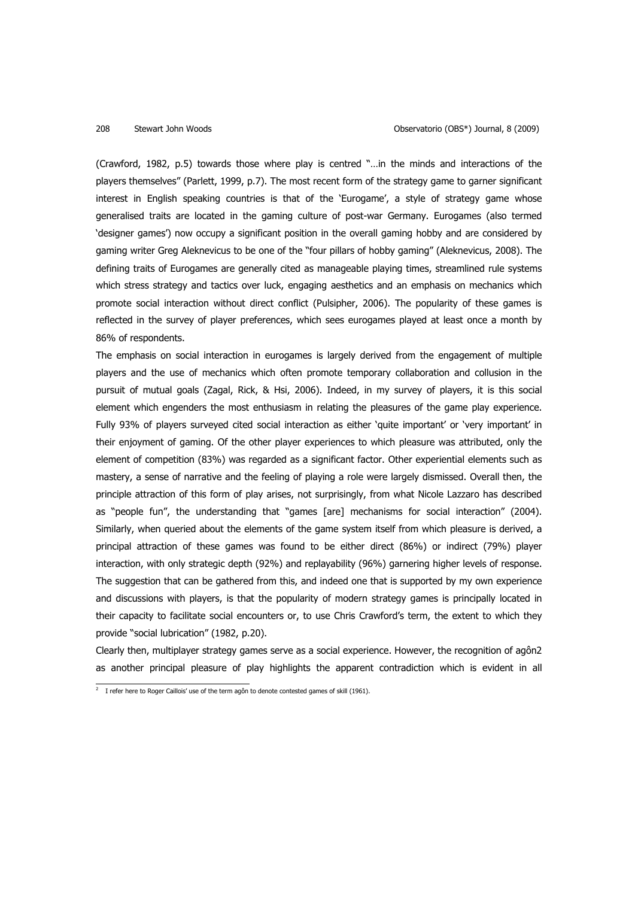(Crawford, 1982, p.5) towards those where play is centred "…in the minds and interactions of the players themselves" (Parlett, 1999, p.7). The most recent form of the strategy game to garner significant interest in English speaking countries is that of the 'Eurogame', a style of strategy game whose generalised traits are located in the gaming culture of post-war Germany. Eurogames (also termed 'designer games') now occupy a significant position in the overall gaming hobby and are considered by gaming writer Greg Aleknevicus to be one of the "four pillars of hobby gaming" (Aleknevicus, 2008). The defining traits of Eurogames are generally cited as manageable playing times, streamlined rule systems which stress strategy and tactics over luck, engaging aesthetics and an emphasis on mechanics which promote social interaction without direct conflict (Pulsipher, 2006). The popularity of these games is reflected in the survey of player preferences, which sees eurogames played at least once a month by 86% of respondents.

The emphasis on social interaction in eurogames is largely derived from the engagement of multiple players and the use of mechanics which often promote temporary collaboration and collusion in the pursuit of mutual goals (Zagal, Rick, & Hsi, 2006). Indeed, in my survey of players, it is this social element which engenders the most enthusiasm in relating the pleasures of the game play experience. Fully 93% of players surveyed cited social interaction as either 'quite important' or 'very important' in their enjoyment of gaming. Of the other player experiences to which pleasure was attributed, only the element of competition (83%) was regarded as a significant factor. Other experiential elements such as mastery, a sense of narrative and the feeling of playing a role were largely dismissed. Overall then, the principle attraction of this form of play arises, not surprisingly, from what Nicole Lazzaro has described as "people fun", the understanding that "games [are] mechanisms for social interaction" (2004). Similarly, when queried about the elements of the game system itself from which pleasure is derived, a principal attraction of these games was found to be either direct (86%) or indirect (79%) player interaction, with only strategic depth (92%) and replayability (96%) garnering higher levels of response. The suggestion that can be gathered from this, and indeed one that is supported by my own experience and discussions with players, is that the popularity of modern strategy games is principally located in their capacity to facilitate social encounters or, to use Chris Crawford's term, the extent to which they provide "social lubrication" (1982, p.20).

Clearly then, multiplayer strategy games serve as a social experience. However, the recognition of agôn[2] as another principal pleasure of play highlights the apparent contradiction which is evident in all

[2] I refer here to Roger Caillois' use of the term agôn to denote contested games of skill (1961).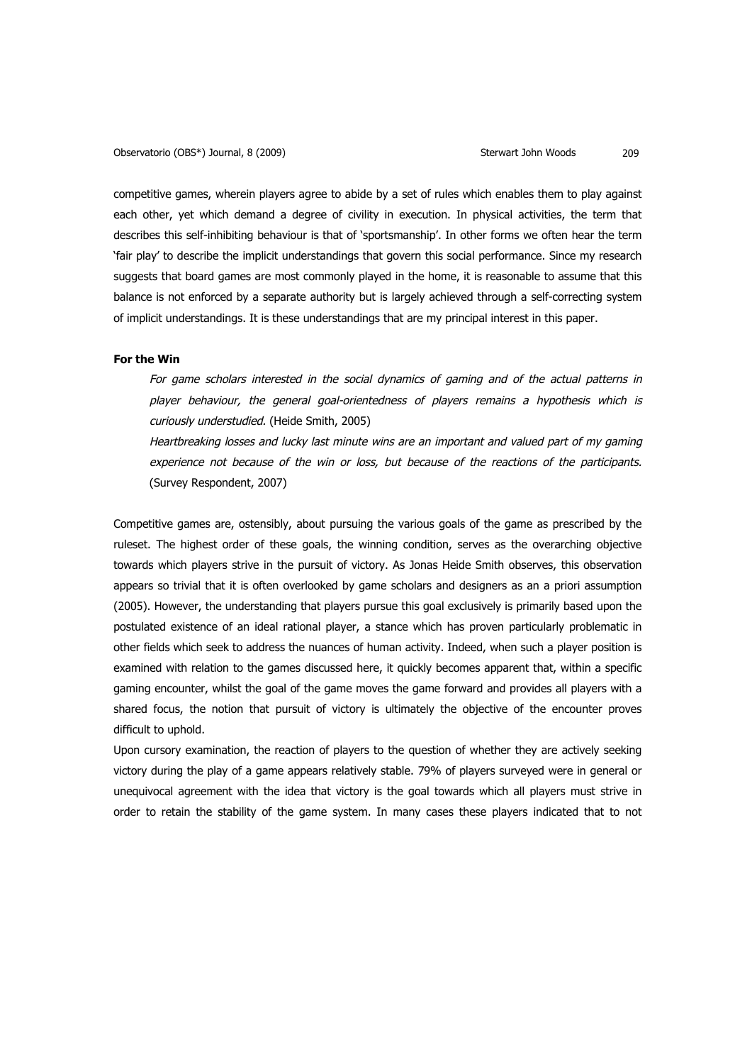competitive games, wherein players agree to abide by a set of rules which enables them to play against each other, yet which demand a degree of civility in execution. In physical activities, the term that describes this self-inhibiting behaviour is that of 'sportsmanship'. In other forms we often hear the term 'fair play' to describe the implicit understandings that govern this social performance. Since my research suggests that board games are most commonly played in the home, it is reasonable to assume that this balance is not enforced by a separate authority but is largely achieved through a self-correcting system of implicit understandings. It is these understandings that are my principal interest in this paper.

**For the Win**

> *For game scholars interested in the social dynamics of gaming and of the actual patterns in player behaviour, the general goal-orientedness of players remains a hypothesis which is curiously understudied.* (Heide Smith, 2005)
>
> *Heartbreaking losses and lucky last minute wins are an important and valued part of my gaming experience not because of the win or loss, but because of the reactions of the participants.* (Survey Respondent, 2007)

Competitive games are, ostensibly, about pursuing the various goals of the game as prescribed by the ruleset. The highest order of these goals, the winning condition, serves as the overarching objective towards which players strive in the pursuit of victory. As Jonas Heide Smith observes, this observation appears so trivial that it is often overlooked by game scholars and designers as an a priori assumption (2005). However, the understanding that players pursue this goal exclusively is primarily based upon the postulated existence of an ideal rational player, a stance which has proven particularly problematic in other fields which seek to address the nuances of human activity. Indeed, when such a player position is examined with relation to the games discussed here, it quickly becomes apparent that, within a specific gaming encounter, whilst the goal of the game moves the game forward and provides all players with a shared focus, the notion that pursuit of victory is ultimately the objective of the encounter proves difficult to uphold.

Upon cursory examination, the reaction of players to the question of whether they are actively seeking victory during the play of a game appears relatively stable. 79% of players surveyed were in general or unequivocal agreement with the idea that victory is the goal towards which all players must strive in order to retain the stability of the game system. In many cases these players indicated that to not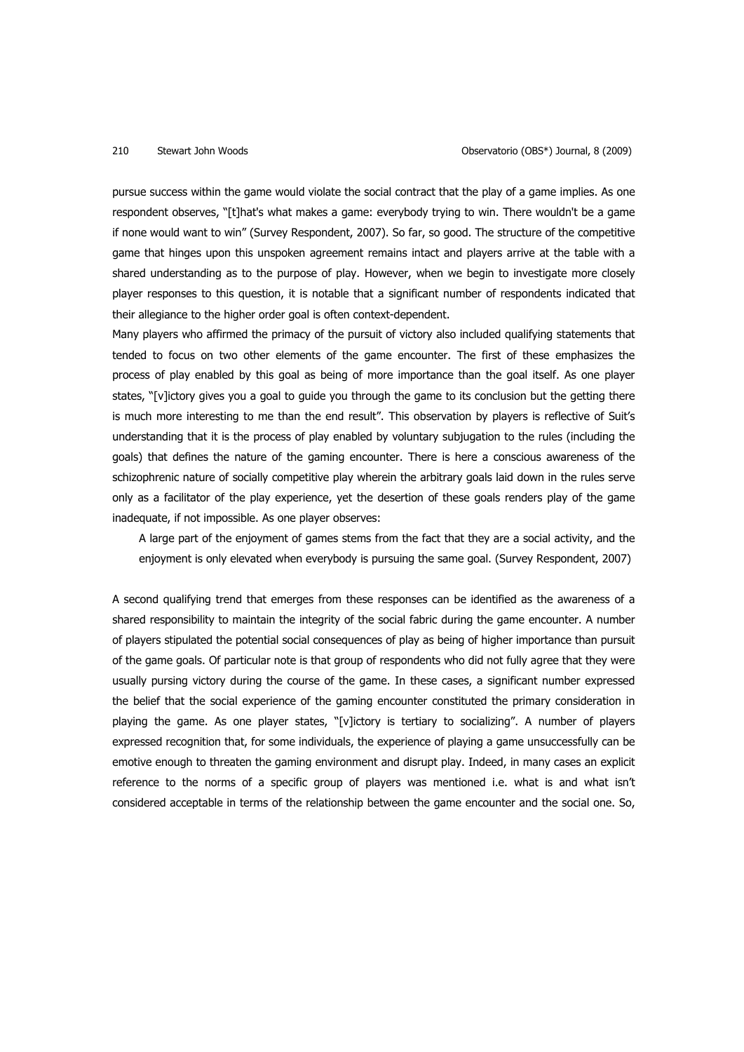pursue success within the game would violate the social contract that the play of a game implies. As one respondent observes, "[t]hat's what makes a game: everybody trying to win. There wouldn't be a game if none would want to win" (Survey Respondent, 2007). So far, so good. The structure of the competitive game that hinges upon this unspoken agreement remains intact and players arrive at the table with a shared understanding as to the purpose of play. However, when we begin to investigate more closely player responses to this question, it is notable that a significant number of respondents indicated that their allegiance to the higher order goal is often context-dependent.

Many players who affirmed the primacy of the pursuit of victory also included qualifying statements that tended to focus on two other elements of the game encounter. The first of these emphasizes the process of play enabled by this goal as being of more importance than the goal itself. As one player states, "[v]ictory gives you a goal to guide you through the game to its conclusion but the getting there is much more interesting to me than the end result". This observation by players is reflective of Suit's understanding that it is the process of play enabled by voluntary subjugation to the rules (including the goals) that defines the nature of the gaming encounter. There is here a conscious awareness of the schizophrenic nature of socially competitive play wherein the arbitrary goals laid down in the rules serve only as a facilitator of the play experience, yet the desertion of these goals renders play of the game inadequate, if not impossible. As one player observes:

> A large part of the enjoyment of games stems from the fact that they are a social activity, and the enjoyment is only elevated when everybody is pursuing the same goal. (Survey Respondent, 2007)

A second qualifying trend that emerges from these responses can be identified as the awareness of a shared responsibility to maintain the integrity of the social fabric during the game encounter. A number of players stipulated the potential social consequences of play as being of higher importance than pursuit of the game goals. Of particular note is that group of respondents who did not fully agree that they were usually pursing victory during the course of the game. In these cases, a significant number expressed the belief that the social experience of the gaming encounter constituted the primary consideration in playing the game. As one player states, "[v]ictory is tertiary to socializing". A number of players expressed recognition that, for some individuals, the experience of playing a game unsuccessfully can be emotive enough to threaten the gaming environment and disrupt play. Indeed, in many cases an explicit reference to the norms of a specific group of players was mentioned i.e. what is and what isn't considered acceptable in terms of the relationship between the game encounter and the social one. So,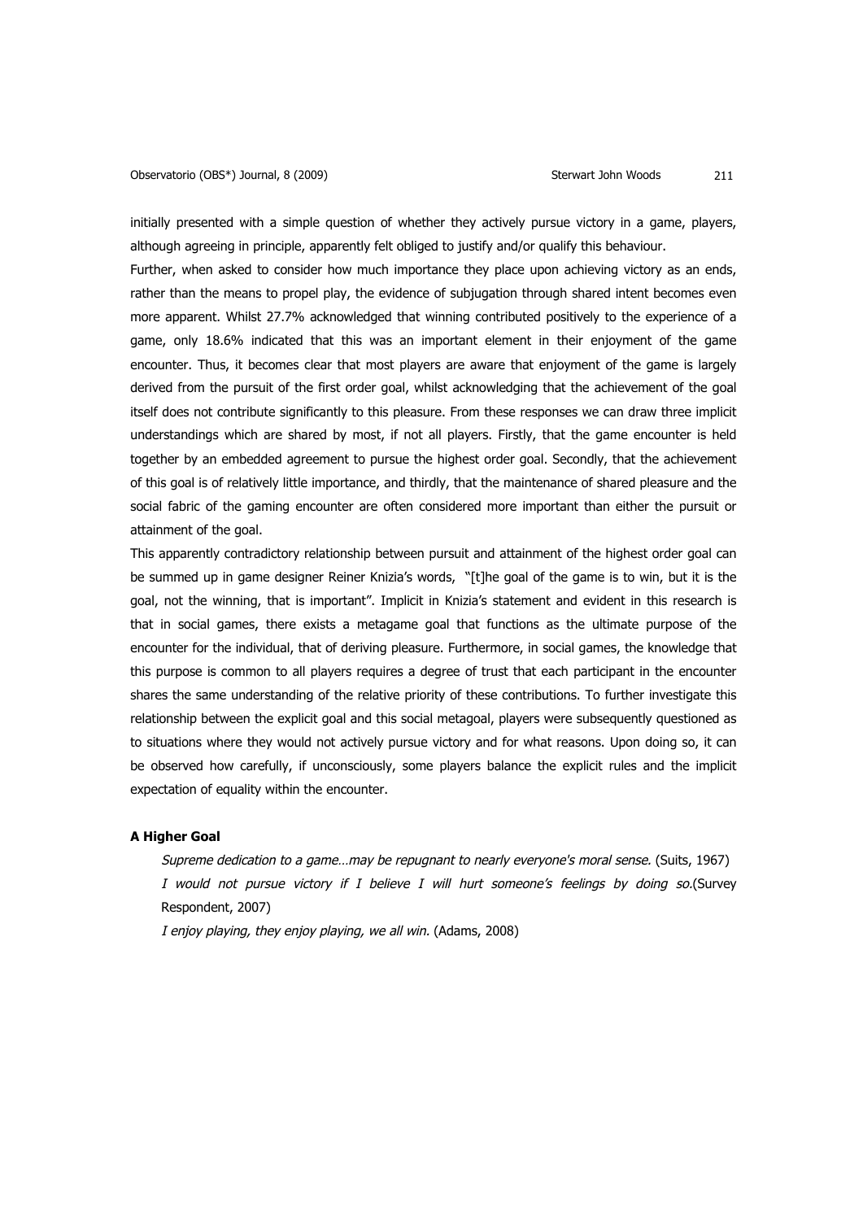initially presented with a simple question of whether they actively pursue victory in a game, players, although agreeing in principle, apparently felt obliged to justify and/or qualify this behaviour.

Further, when asked to consider how much importance they place upon achieving victory as an ends, rather than the means to propel play, the evidence of subjugation through shared intent becomes even more apparent. Whilst 27.7% acknowledged that winning contributed positively to the experience of a game, only 18.6% indicated that this was an important element in their enjoyment of the game encounter. Thus, it becomes clear that most players are aware that enjoyment of the game is largely derived from the pursuit of the first order goal, whilst acknowledging that the achievement of the goal itself does not contribute significantly to this pleasure. From these responses we can draw three implicit understandings which are shared by most, if not all players. Firstly, that the game encounter is held together by an embedded agreement to pursue the highest order goal. Secondly, that the achievement of this goal is of relatively little importance, and thirdly, that the maintenance of shared pleasure and the social fabric of the gaming encounter are often considered more important than either the pursuit or attainment of the goal.

This apparently contradictory relationship between pursuit and attainment of the highest order goal can be summed up in game designer Reiner Knizia's words, "[t]he goal of the game is to win, but it is the goal, not the winning, that is important". Implicit in Knizia's statement and evident in this research is that in social games, there exists a metagame goal that functions as the ultimate purpose of the encounter for the individual, that of deriving pleasure. Furthermore, in social games, the knowledge that this purpose is common to all players requires a degree of trust that each participant in the encounter shares the same understanding of the relative priority of these contributions. To further investigate this relationship between the explicit goal and this social metagoal, players were subsequently questioned as to situations where they would not actively pursue victory and for what reasons. Upon doing so, it can be observed how carefully, if unconsciously, some players balance the explicit rules and the implicit expectation of equality within the encounter.

**A Higher Goal**

> *Supreme dedication to a game…may be repugnant to nearly everyone's moral sense.* (Suits, 1967)
>
> *I would not pursue victory if I believe I will hurt someone's feelings by doing so.*(Survey Respondent, 2007)
>
> *I enjoy playing, they enjoy playing, we all win.* (Adams, 2008)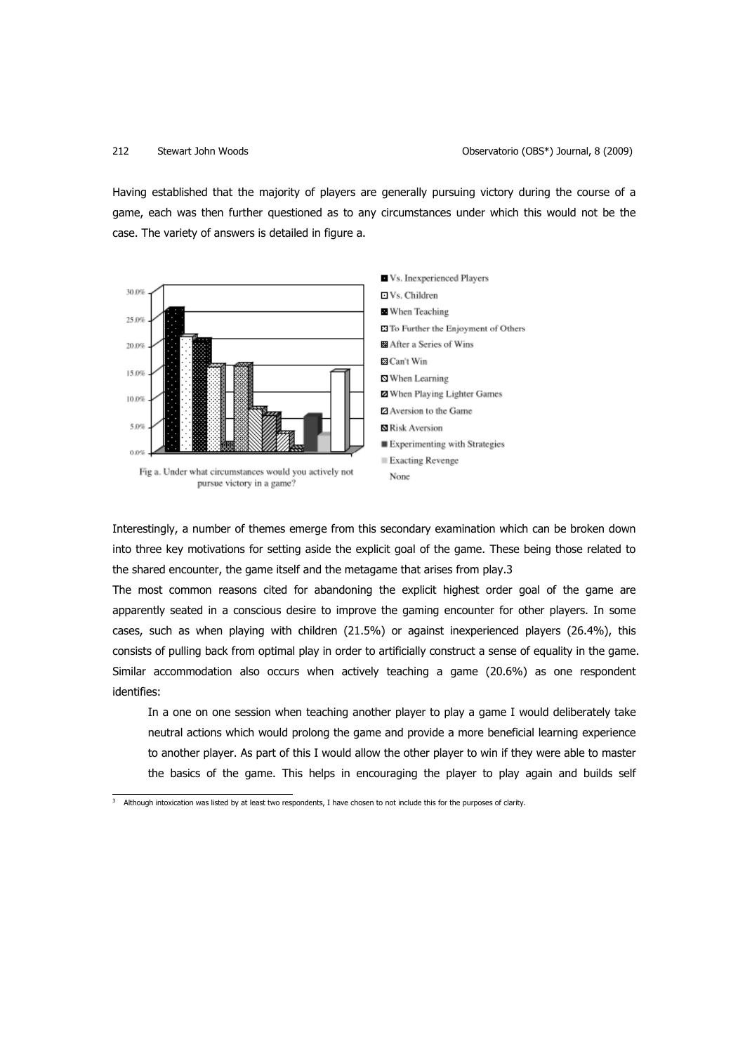Having established that the majority of players are generally pursuing victory during the course of a game, each was then further questioned as to any circumstances under which this would not be the case. The variety of answers is detailed in figure a.

- Vs. Inexperienced Players
- Vs. Children
- When Teaching
- To Further the Enjoyment of Others
- After a Series of Wins
- Can't Win
- When Learning
- When Playing Lighter Games
- Aversion to the Game
- Risk Aversion
- Experimenting with Strategies
- Exacting Revenge
- None

Fig a. Under what circumstances would you actively not pursue victory in a game?

Interestingly, a number of themes emerge from this secondary examination which can be broken down into three key motivations for setting aside the explicit goal of the game. These being those related to the shared encounter, the game itself and the metagame that arises from play.[3]

The most common reasons cited for abandoning the explicit highest order goal of the game are apparently seated in a conscious desire to improve the gaming encounter for other players. In some cases, such as when playing with children (21.5%) or against inexperienced players (26.4%), this consists of pulling back from optimal play in order to artificially construct a sense of equality in the game. Similar accommodation also occurs when actively teaching a game (20.6%) as one respondent identifies:

> In a one on one session when teaching another player to play a game I would deliberately take neutral actions which would prolong the game and provide a more beneficial learning experience to another player. As part of this I would allow the other player to win if they were able to master the basics of the game. This helps in encouraging the player to play again and builds self

[3] Although intoxication was listed by at least two respondents, I have chosen to not include this for the purposes of clarity.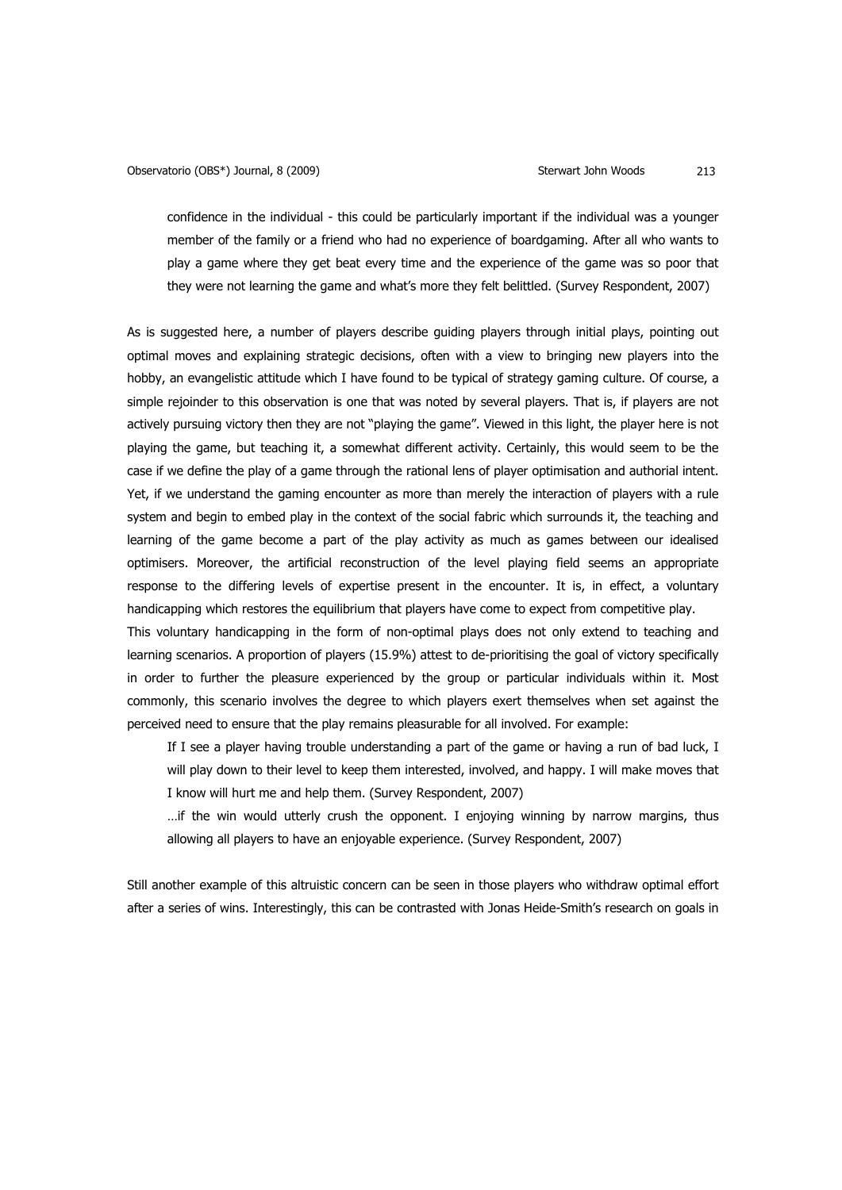> confidence in the individual - this could be particularly important if the individual was a younger member of the family or a friend who had no experience of boardgaming. After all who wants to play a game where they get beat every time and the experience of the game was so poor that they were not learning the game and what's more they felt belittled. (Survey Respondent, 2007)

As is suggested here, a number of players describe guiding players through initial plays, pointing out optimal moves and explaining strategic decisions, often with a view to bringing new players into the hobby, an evangelistic attitude which I have found to be typical of strategy gaming culture. Of course, a simple rejoinder to this observation is one that was noted by several players. That is, if players are not actively pursuing victory then they are not "playing the game". Viewed in this light, the player here is not playing the game, but teaching it, a somewhat different activity. Certainly, this would seem to be the case if we define the play of a game through the rational lens of player optimisation and authorial intent. Yet, if we understand the gaming encounter as more than merely the interaction of players with a rule system and begin to embed play in the context of the social fabric which surrounds it, the teaching and learning of the game become a part of the play activity as much as games between our idealised optimisers. Moreover, the artificial reconstruction of the level playing field seems an appropriate response to the differing levels of expertise present in the encounter. It is, in effect, a voluntary handicapping which restores the equilibrium that players have come to expect from competitive play.

This voluntary handicapping in the form of non-optimal plays does not only extend to teaching and learning scenarios. A proportion of players (15.9%) attest to de-prioritising the goal of victory specifically in order to further the pleasure experienced by the group or particular individuals within it. Most commonly, this scenario involves the degree to which players exert themselves when set against the perceived need to ensure that the play remains pleasurable for all involved. For example:

> If I see a player having trouble understanding a part of the game or having a run of bad luck, I will play down to their level to keep them interested, involved, and happy. I will make moves that I know will hurt me and help them. (Survey Respondent, 2007)

> …if the win would utterly crush the opponent. I enjoying winning by narrow margins, thus allowing all players to have an enjoyable experience. (Survey Respondent, 2007)

Still another example of this altruistic concern can be seen in those players who withdraw optimal effort after a series of wins. Interestingly, this can be contrasted with Jonas Heide-Smith's research on goals in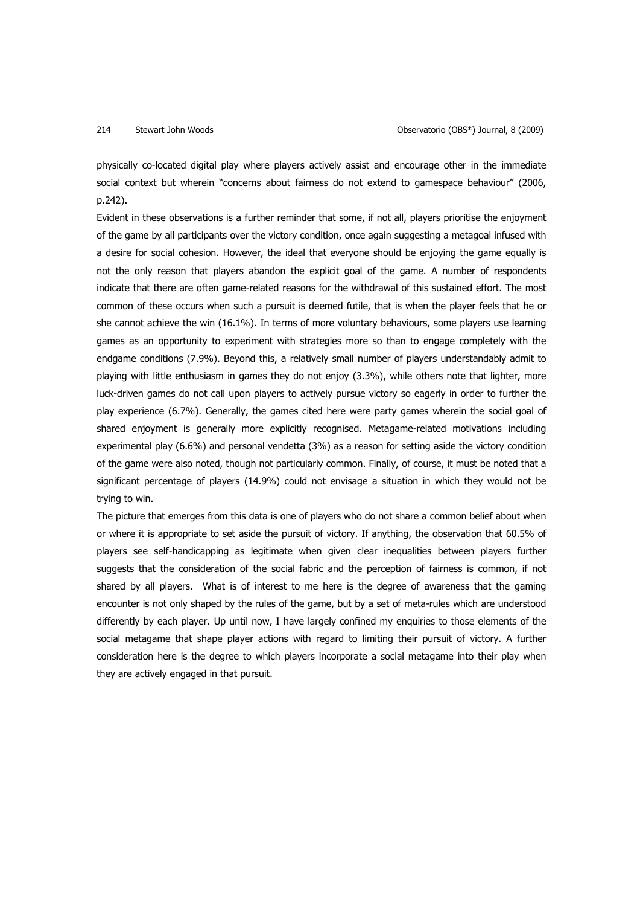physically co-located digital play where players actively assist and encourage other in the immediate social context but wherein "concerns about fairness do not extend to gamespace behaviour" (2006, p.242).

Evident in these observations is a further reminder that some, if not all, players prioritise the enjoyment of the game by all participants over the victory condition, once again suggesting a metagoal infused with a desire for social cohesion. However, the ideal that everyone should be enjoying the game equally is not the only reason that players abandon the explicit goal of the game. A number of respondents indicate that there are often game-related reasons for the withdrawal of this sustained effort. The most common of these occurs when such a pursuit is deemed futile, that is when the player feels that he or she cannot achieve the win (16.1%). In terms of more voluntary behaviours, some players use learning games as an opportunity to experiment with strategies more so than to engage completely with the endgame conditions (7.9%). Beyond this, a relatively small number of players understandably admit to playing with little enthusiasm in games they do not enjoy (3.3%), while others note that lighter, more luck-driven games do not call upon players to actively pursue victory so eagerly in order to further the play experience (6.7%). Generally, the games cited here were party games wherein the social goal of shared enjoyment is generally more explicitly recognised. Metagame-related motivations including experimental play (6.6%) and personal vendetta (3%) as a reason for setting aside the victory condition of the game were also noted, though not particularly common. Finally, of course, it must be noted that a significant percentage of players (14.9%) could not envisage a situation in which they would not be trying to win.

The picture that emerges from this data is one of players who do not share a common belief about when or where it is appropriate to set aside the pursuit of victory. If anything, the observation that 60.5% of players see self-handicapping as legitimate when given clear inequalities between players further suggests that the consideration of the social fabric and the perception of fairness is common, if not shared by all players. What is of interest to me here is the degree of awareness that the gaming encounter is not only shaped by the rules of the game, but by a set of meta-rules which are understood differently by each player. Up until now, I have largely confined my enquiries to those elements of the social metagame that shape player actions with regard to limiting their pursuit of victory. A further consideration here is the degree to which players incorporate a social metagame into their play when they are actively engaged in that pursuit.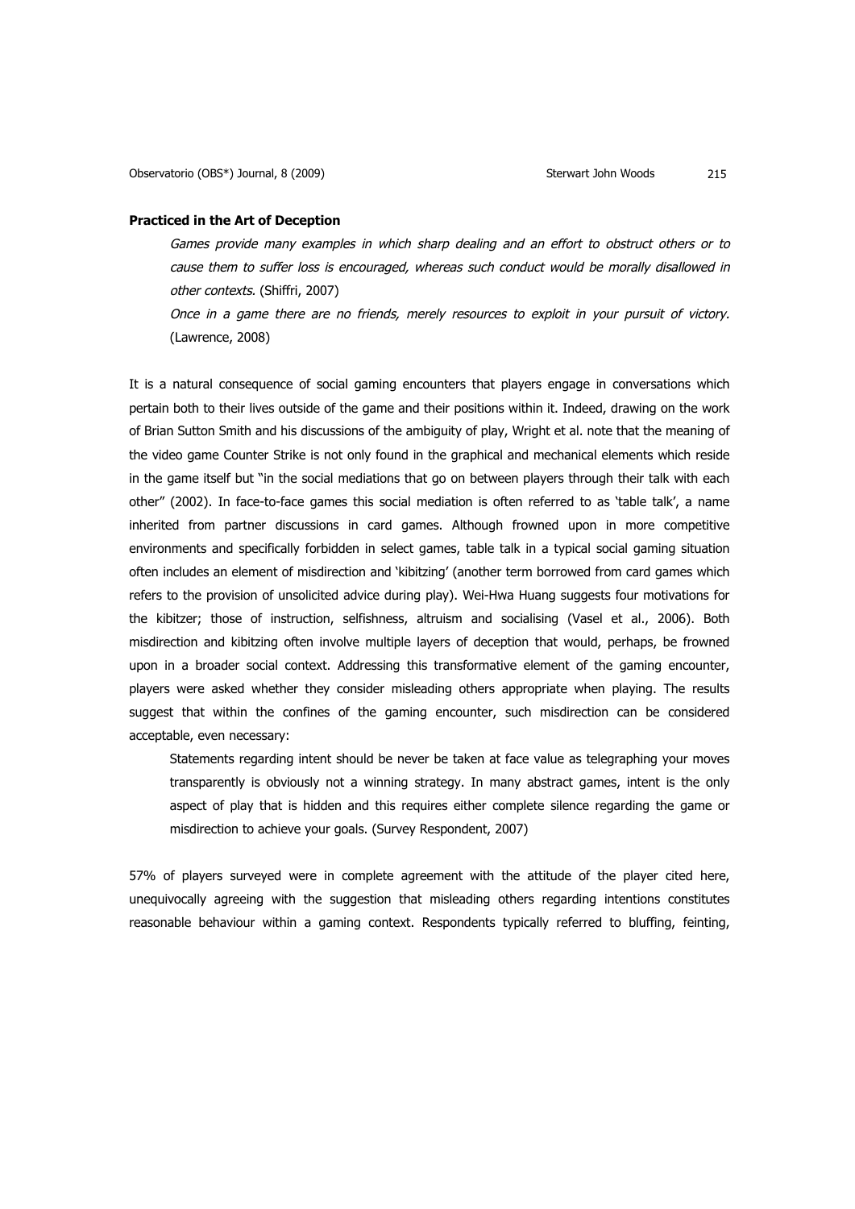**Practiced in the Art of Deception**

> *Games provide many examples in which sharp dealing and an effort to obstruct others or to cause them to suffer loss is encouraged, whereas such conduct would be morally disallowed in other contexts.* (Shiffri, 2007)
>
> *Once in a game there are no friends, merely resources to exploit in your pursuit of victory.* (Lawrence, 2008)

It is a natural consequence of social gaming encounters that players engage in conversations which pertain both to their lives outside of the game and their positions within it. Indeed, drawing on the work of Brian Sutton Smith and his discussions of the ambiguity of play, Wright et al. note that the meaning of the video game Counter Strike is not only found in the graphical and mechanical elements which reside in the game itself but "in the social mediations that go on between players through their talk with each other" (2002). In face-to-face games this social mediation is often referred to as 'table talk', a name inherited from partner discussions in card games. Although frowned upon in more competitive environments and specifically forbidden in select games, table talk in a typical social gaming situation often includes an element of misdirection and 'kibitzing' (another term borrowed from card games which refers to the provision of unsolicited advice during play). Wei-Hwa Huang suggests four motivations for the kibitzer; those of instruction, selfishness, altruism and socialising (Vasel et al., 2006). Both misdirection and kibitzing often involve multiple layers of deception that would, perhaps, be frowned upon in a broader social context. Addressing this transformative element of the gaming encounter, players were asked whether they consider misleading others appropriate when playing. The results suggest that within the confines of the gaming encounter, such misdirection can be considered acceptable, even necessary:

> Statements regarding intent should be never be taken at face value as telegraphing your moves transparently is obviously not a winning strategy. In many abstract games, intent is the only aspect of play that is hidden and this requires either complete silence regarding the game or misdirection to achieve your goals. (Survey Respondent, 2007)

57% of players surveyed were in complete agreement with the attitude of the player cited here, unequivocally agreeing with the suggestion that misleading others regarding intentions constitutes reasonable behaviour within a gaming context. Respondents typically referred to bluffing, feinting,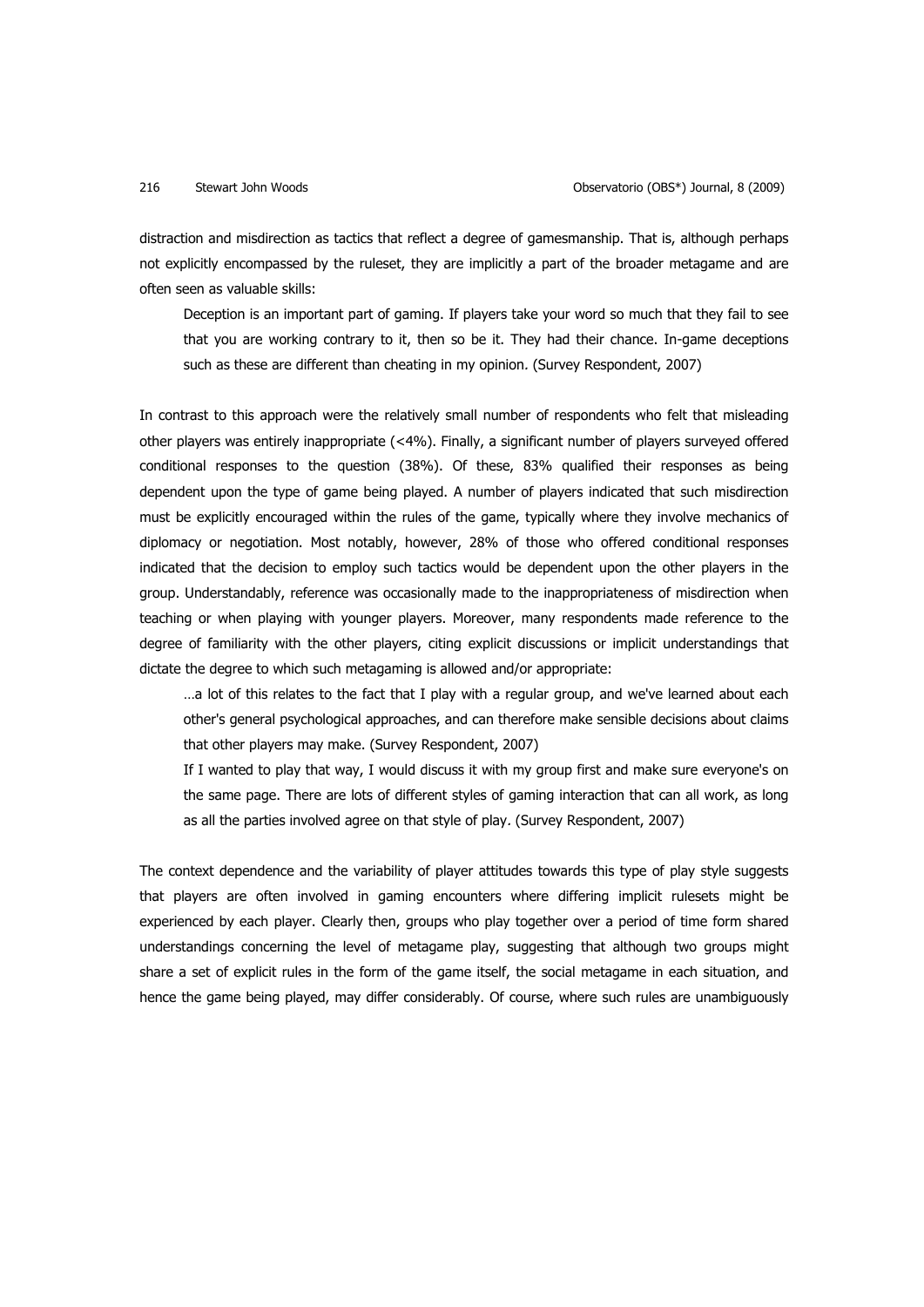distraction and misdirection as tactics that reflect a degree of gamesmanship. That is, although perhaps not explicitly encompassed by the ruleset, they are implicitly a part of the broader metagame and are often seen as valuable skills:

> Deception is an important part of gaming. If players take your word so much that they fail to see that you are working contrary to it, then so be it. They had their chance. In-game deceptions such as these are different than cheating in my opinion. (Survey Respondent, 2007)

In contrast to this approach were the relatively small number of respondents who felt that misleading other players was entirely inappropriate (<4%). Finally, a significant number of players surveyed offered conditional responses to the question (38%). Of these, 83% qualified their responses as being dependent upon the type of game being played. A number of players indicated that such misdirection must be explicitly encouraged within the rules of the game, typically where they involve mechanics of diplomacy or negotiation. Most notably, however, 28% of those who offered conditional responses indicated that the decision to employ such tactics would be dependent upon the other players in the group. Understandably, reference was occasionally made to the inappropriateness of misdirection when teaching or when playing with younger players. Moreover, many respondents made reference to the degree of familiarity with the other players, citing explicit discussions or implicit understandings that dictate the degree to which such metagaming is allowed and/or appropriate:

> …a lot of this relates to the fact that I play with a regular group, and we've learned about each other's general psychological approaches, and can therefore make sensible decisions about claims that other players may make. (Survey Respondent, 2007)
>
> If I wanted to play that way, I would discuss it with my group first and make sure everyone's on the same page. There are lots of different styles of gaming interaction that can all work, as long as all the parties involved agree on that style of play. (Survey Respondent, 2007)

The context dependence and the variability of player attitudes towards this type of play style suggests that players are often involved in gaming encounters where differing implicit rulesets might be experienced by each player. Clearly then, groups who play together over a period of time form shared understandings concerning the level of metagame play, suggesting that although two groups might share a set of explicit rules in the form of the game itself, the social metagame in each situation, and hence the game being played, may differ considerably. Of course, where such rules are unambiguously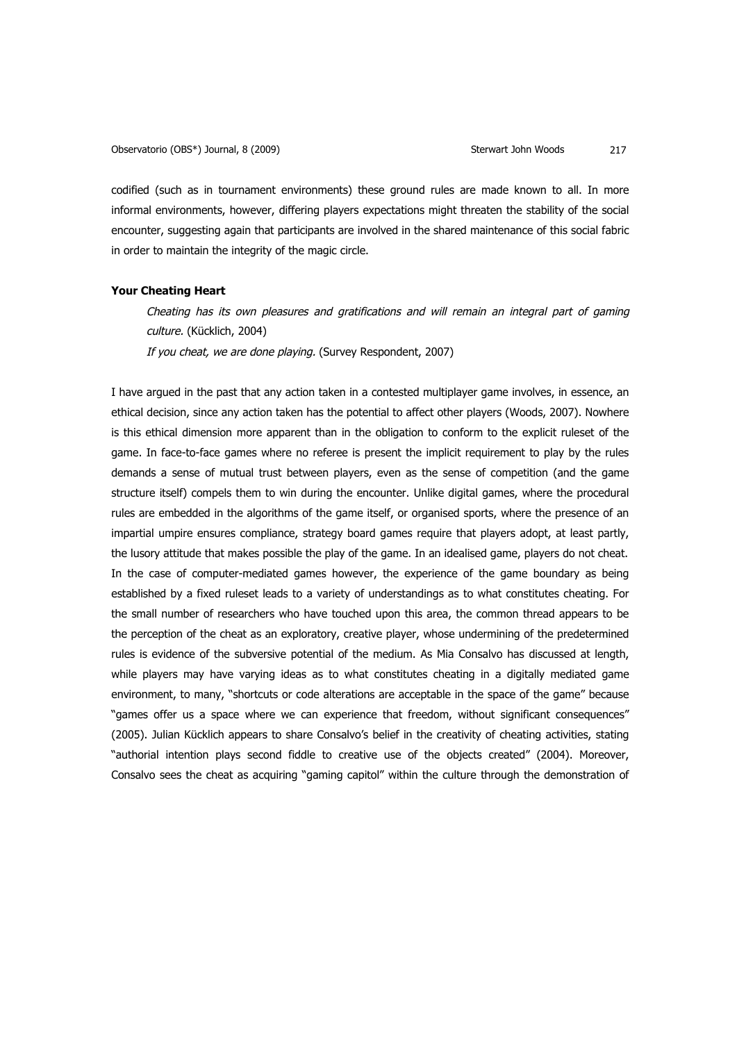codified (such as in tournament environments) these ground rules are made known to all. In more informal environments, however, differing players expectations might threaten the stability of the social encounter, suggesting again that participants are involved in the shared maintenance of this social fabric in order to maintain the integrity of the magic circle.

**Your Cheating Heart**

> *Cheating has its own pleasures and gratifications and will remain an integral part of gaming culture.* (Kücklich, 2004)
>
> *If you cheat, we are done playing.* (Survey Respondent, 2007)

I have argued in the past that any action taken in a contested multiplayer game involves, in essence, an ethical decision, since any action taken has the potential to affect other players (Woods, 2007). Nowhere is this ethical dimension more apparent than in the obligation to conform to the explicit ruleset of the game. In face-to-face games where no referee is present the implicit requirement to play by the rules demands a sense of mutual trust between players, even as the sense of competition (and the game structure itself) compels them to win during the encounter. Unlike digital games, where the procedural rules are embedded in the algorithms of the game itself, or organised sports, where the presence of an impartial umpire ensures compliance, strategy board games require that players adopt, at least partly, the lusory attitude that makes possible the play of the game. In an idealised game, players do not cheat. In the case of computer-mediated games however, the experience of the game boundary as being established by a fixed ruleset leads to a variety of understandings as to what constitutes cheating. For the small number of researchers who have touched upon this area, the common thread appears to be the perception of the cheat as an exploratory, creative player, whose undermining of the predetermined rules is evidence of the subversive potential of the medium. As Mia Consalvo has discussed at length, while players may have varying ideas as to what constitutes cheating in a digitally mediated game environment, to many, "shortcuts or code alterations are acceptable in the space of the game" because "games offer us a space where we can experience that freedom, without significant consequences" (2005). Julian Kücklich appears to share Consalvo's belief in the creativity of cheating activities, stating "authorial intention plays second fiddle to creative use of the objects created" (2004). Moreover, Consalvo sees the cheat as acquiring "gaming capitol" within the culture through the demonstration of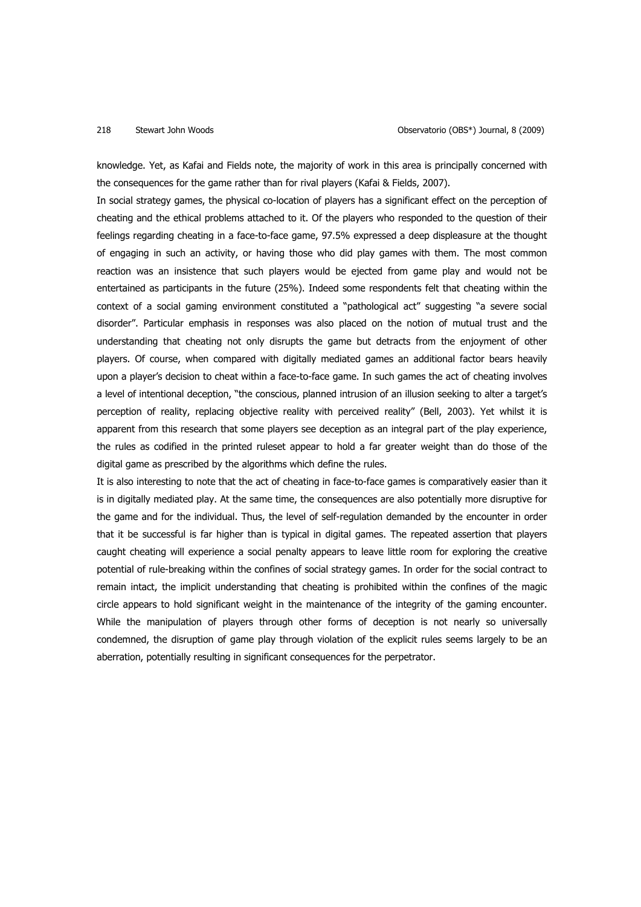knowledge. Yet, as Kafai and Fields note, the majority of work in this area is principally concerned with the consequences for the game rather than for rival players (Kafai & Fields, 2007).

In social strategy games, the physical co-location of players has a significant effect on the perception of cheating and the ethical problems attached to it. Of the players who responded to the question of their feelings regarding cheating in a face-to-face game, 97.5% expressed a deep displeasure at the thought of engaging in such an activity, or having those who did play games with them. The most common reaction was an insistence that such players would be ejected from game play and would not be entertained as participants in the future (25%). Indeed some respondents felt that cheating within the context of a social gaming environment constituted a "pathological act" suggesting "a severe social disorder". Particular emphasis in responses was also placed on the notion of mutual trust and the understanding that cheating not only disrupts the game but detracts from the enjoyment of other players. Of course, when compared with digitally mediated games an additional factor bears heavily upon a player's decision to cheat within a face-to-face game. In such games the act of cheating involves a level of intentional deception, "the conscious, planned intrusion of an illusion seeking to alter a target's perception of reality, replacing objective reality with perceived reality" (Bell, 2003). Yet whilst it is apparent from this research that some players see deception as an integral part of the play experience, the rules as codified in the printed ruleset appear to hold a far greater weight than do those of the digital game as prescribed by the algorithms which define the rules.

It is also interesting to note that the act of cheating in face-to-face games is comparatively easier than it is in digitally mediated play. At the same time, the consequences are also potentially more disruptive for the game and for the individual. Thus, the level of self-regulation demanded by the encounter in order that it be successful is far higher than is typical in digital games. The repeated assertion that players caught cheating will experience a social penalty appears to leave little room for exploring the creative potential of rule-breaking within the confines of social strategy games. In order for the social contract to remain intact, the implicit understanding that cheating is prohibited within the confines of the magic circle appears to hold significant weight in the maintenance of the integrity of the gaming encounter. While the manipulation of players through other forms of deception is not nearly so universally condemned, the disruption of game play through violation of the explicit rules seems largely to be an aberration, potentially resulting in significant consequences for the perpetrator.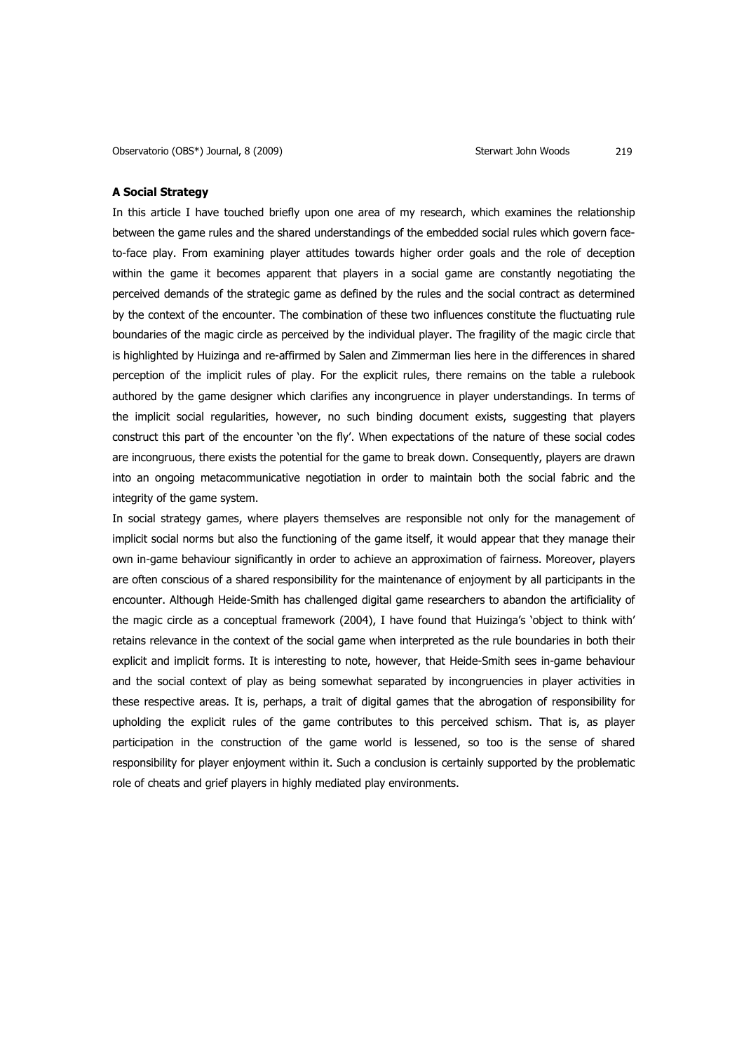**A Social Strategy**

In this article I have touched briefly upon one area of my research, which examines the relationship between the game rules and the shared understandings of the embedded social rules which govern face-to-face play. From examining player attitudes towards higher order goals and the role of deception within the game it becomes apparent that players in a social game are constantly negotiating the perceived demands of the strategic game as defined by the rules and the social contract as determined by the context of the encounter. The combination of these two influences constitute the fluctuating rule boundaries of the magic circle as perceived by the individual player. The fragility of the magic circle that is highlighted by Huizinga and re-affirmed by Salen and Zimmerman lies here in the differences in shared perception of the implicit rules of play. For the explicit rules, there remains on the table a rulebook authored by the game designer which clarifies any incongruence in player understandings. In terms of the implicit social regularities, however, no such binding document exists, suggesting that players construct this part of the encounter 'on the fly'. When expectations of the nature of these social codes are incongruous, there exists the potential for the game to break down. Consequently, players are drawn into an ongoing metacommunicative negotiation in order to maintain both the social fabric and the integrity of the game system.

In social strategy games, where players themselves are responsible not only for the management of implicit social norms but also the functioning of the game itself, it would appear that they manage their own in-game behaviour significantly in order to achieve an approximation of fairness. Moreover, players are often conscious of a shared responsibility for the maintenance of enjoyment by all participants in the encounter. Although Heide-Smith has challenged digital game researchers to abandon the artificiality of the magic circle as a conceptual framework (2004), I have found that Huizinga's 'object to think with' retains relevance in the context of the social game when interpreted as the rule boundaries in both their explicit and implicit forms. It is interesting to note, however, that Heide-Smith sees in-game behaviour and the social context of play as being somewhat separated by incongruencies in player activities in these respective areas. It is, perhaps, a trait of digital games that the abrogation of responsibility for upholding the explicit rules of the game contributes to this perceived schism. That is, as player participation in the construction of the game world is lessened, so too is the sense of shared responsibility for player enjoyment within it. Such a conclusion is certainly supported by the problematic role of cheats and grief players in highly mediated play environments.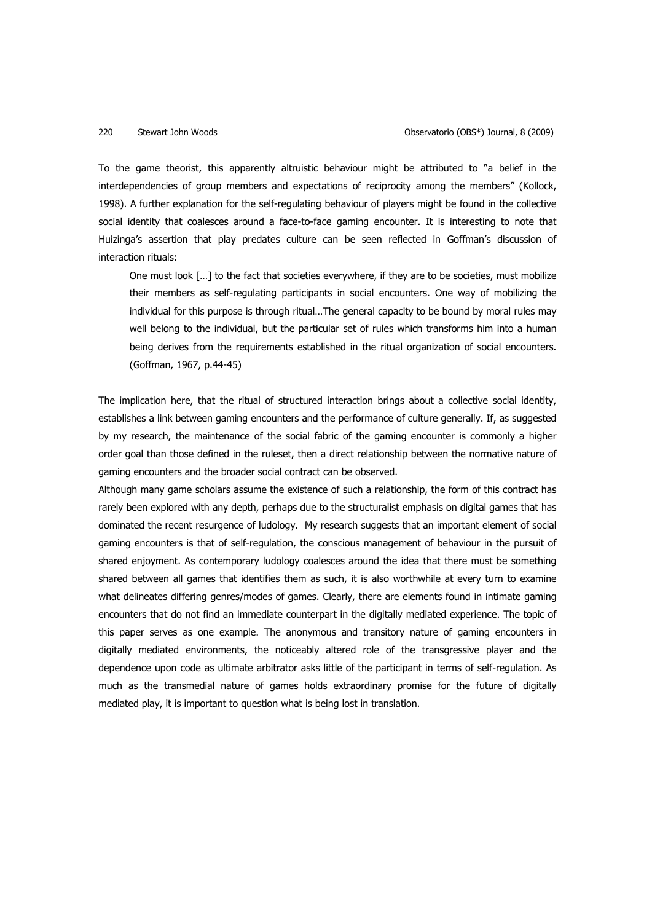To the game theorist, this apparently altruistic behaviour might be attributed to "a belief in the interdependencies of group members and expectations of reciprocity among the members" (Kollock, 1998). A further explanation for the self-regulating behaviour of players might be found in the collective social identity that coalesces around a face-to-face gaming encounter. It is interesting to note that Huizinga's assertion that play predates culture can be seen reflected in Goffman's discussion of interaction rituals:

> One must look […] to the fact that societies everywhere, if they are to be societies, must mobilize their members as self-regulating participants in social encounters. One way of mobilizing the individual for this purpose is through ritual…The general capacity to be bound by moral rules may well belong to the individual, but the particular set of rules which transforms him into a human being derives from the requirements established in the ritual organization of social encounters. (Goffman, 1967, p.44-45)

The implication here, that the ritual of structured interaction brings about a collective social identity, establishes a link between gaming encounters and the performance of culture generally. If, as suggested by my research, the maintenance of the social fabric of the gaming encounter is commonly a higher order goal than those defined in the ruleset, then a direct relationship between the normative nature of gaming encounters and the broader social contract can be observed.

Although many game scholars assume the existence of such a relationship, the form of this contract has rarely been explored with any depth, perhaps due to the structuralist emphasis on digital games that has dominated the recent resurgence of ludology. My research suggests that an important element of social gaming encounters is that of self-regulation, the conscious management of behaviour in the pursuit of shared enjoyment. As contemporary ludology coalesces around the idea that there must be something shared between all games that identifies them as such, it is also worthwhile at every turn to examine what delineates differing genres/modes of games. Clearly, there are elements found in intimate gaming encounters that do not find an immediate counterpart in the digitally mediated experience. The topic of this paper serves as one example. The anonymous and transitory nature of gaming encounters in digitally mediated environments, the noticeably altered role of the transgressive player and the dependence upon code as ultimate arbitrator asks little of the participant in terms of self-regulation. As much as the transmedial nature of games holds extraordinary promise for the future of digitally mediated play, it is important to question what is being lost in translation.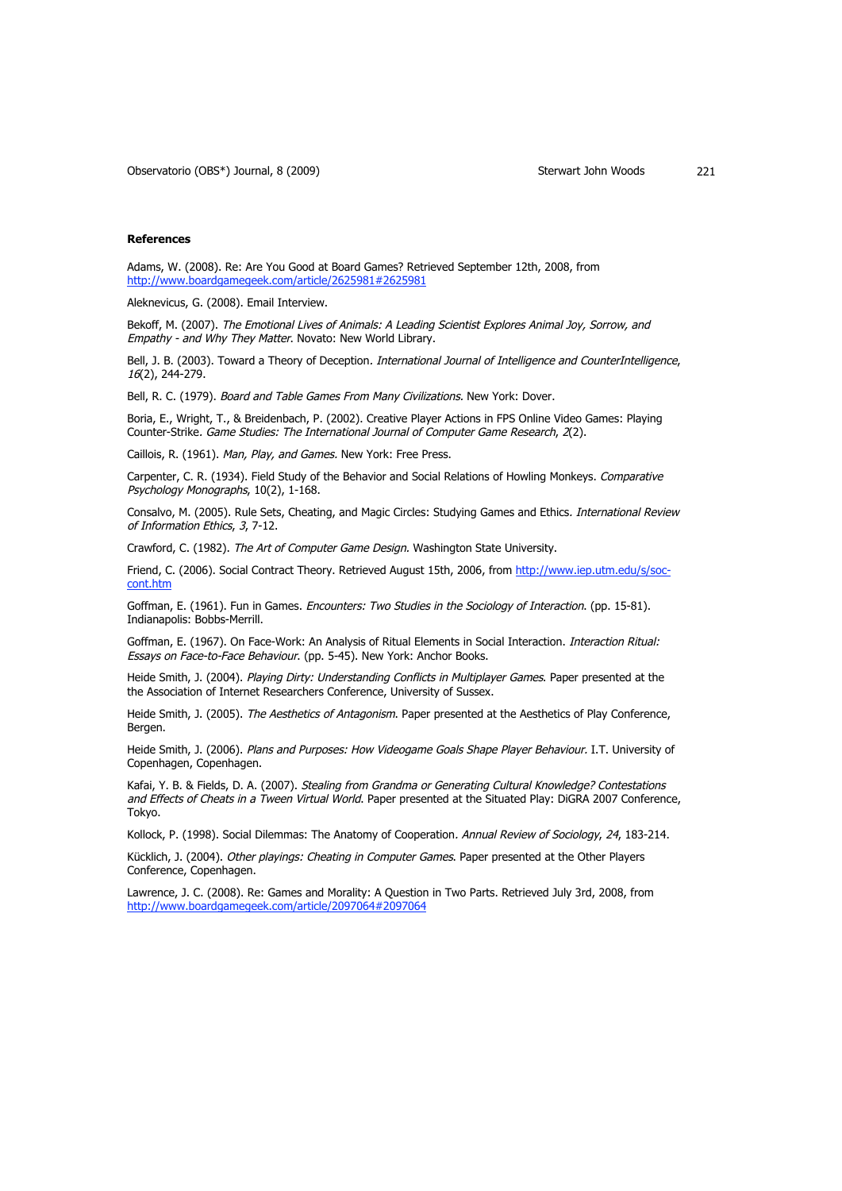**References**

Adams, W. (2008). Re: Are You Good at Board Games? Retrieved September 12th, 2008, from http://www.boardgamegeek.com/article/2625981#2625981

Aleknevicus, G. (2008). Email Interview.

Bekoff, M. (2007). *The Emotional Lives of Animals: A Leading Scientist Explores Animal Joy, Sorrow, and Empathy - and Why They Matter*. Novato: New World Library.

Bell, J. B. (2003). Toward a Theory of Deception. *International Journal of Intelligence and CounterIntelligence*, *16*(2), 244-279.

Bell, R. C. (1979). *Board and Table Games From Many Civilizations.* New York: Dover.

Boria, E., Wright, T., & Breidenbach, P. (2002). Creative Player Actions in FPS Online Video Games: Playing Counter-Strike. *Game Studies: The International Journal of Computer Game Research*, *2*(2).

Caillois, R. (1961). *Man, Play, and Games.* New York: Free Press.

Carpenter, C. R. (1934). Field Study of the Behavior and Social Relations of Howling Monkeys. *Comparative Psychology Monographs*, 10(2), 1-168.

Consalvo, M. (2005). Rule Sets, Cheating, and Magic Circles: Studying Games and Ethics. *International Review of Information Ethics*, *3*, 7-12.

Crawford, C. (1982). *The Art of Computer Game Design*. Washington State University.

Friend, C. (2006). Social Contract Theory. Retrieved August 15th, 2006, from http://www.iep.utm.edu/s/soc-cont.htm

Goffman, E. (1961). Fun in Games. *Encounters: Two Studies in the Sociology of Interaction*. (pp. 15-81). Indianapolis: Bobbs-Merrill.

Goffman, E. (1967). On Face-Work: An Analysis of Ritual Elements in Social Interaction. *Interaction Ritual: Essays on Face-to-Face Behaviour*. (pp. 5-45). New York: Anchor Books.

Heide Smith, J. (2004). *Playing Dirty: Understanding Conflicts in Multiplayer Games*. Paper presented at the the Association of Internet Researchers Conference, University of Sussex.

Heide Smith, J. (2005). *The Aesthetics of Antagonism*. Paper presented at the Aesthetics of Play Conference, Bergen.

Heide Smith, J. (2006). *Plans and Purposes: How Videogame Goals Shape Player Behaviour*. I.T. University of Copenhagen, Copenhagen.

Kafai, Y. B. & Fields, D. A. (2007). *Stealing from Grandma or Generating Cultural Knowledge? Contestations and Effects of Cheats in a Tween Virtual World*. Paper presented at the Situated Play: DiGRA 2007 Conference, Tokyo.

Kollock, P. (1998). Social Dilemmas: The Anatomy of Cooperation. *Annual Review of Sociology*, *24*, 183-214.

Kücklich, J. (2004). *Other playings: Cheating in Computer Games*. Paper presented at the Other Players Conference, Copenhagen.

Lawrence, J. C. (2008). Re: Games and Morality: A Question in Two Parts. Retrieved July 3rd, 2008, from http://www.boardgamegeek.com/article/2097064#2097064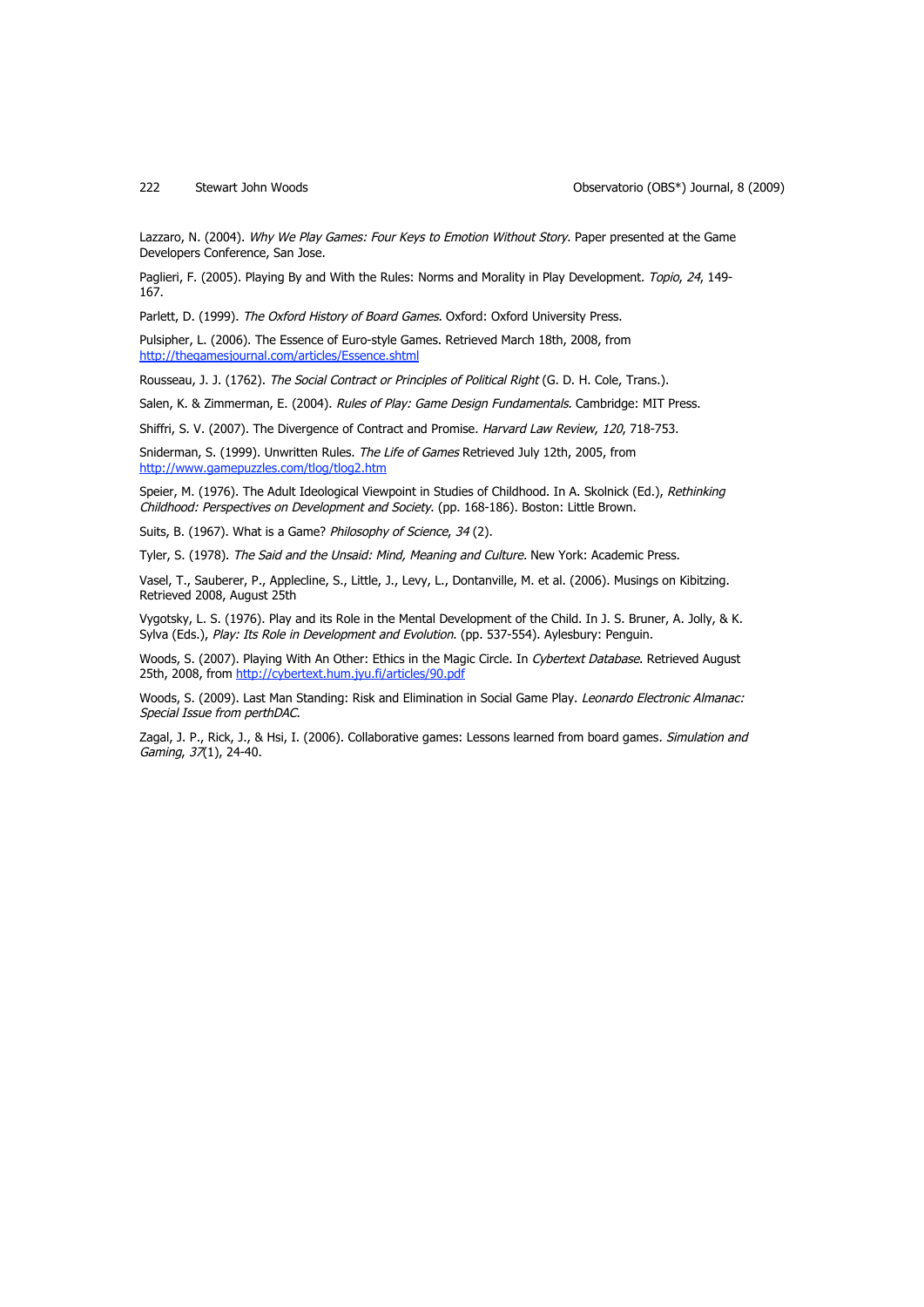Lazzaro, N. (2004). *Why We Play Games: Four Keys to Emotion Without Story*. Paper presented at the Game Developers Conference, San Jose.

Paglieri, F. (2005). Playing By and With the Rules: Norms and Morality in Play Development. *Topio*, *24*, 149-167.

Parlett, D. (1999). *The Oxford History of Board Games*. Oxford: Oxford University Press.

Pulsipher, L. (2006). The Essence of Euro-style Games. Retrieved March 18th, 2008, from http://thegamesjournal.com/articles/Essence.shtml

Rousseau, J. J. (1762). *The Social Contract or Principles of Political Right* (G. D. H. Cole, Trans.).

Salen, K. & Zimmerman, E. (2004). *Rules of Play: Game Design Fundamentals*. Cambridge: MIT Press.

Shiffri, S. V. (2007). The Divergence of Contract and Promise. *Harvard Law Review*, *120*, 718-753.

Sniderman, S. (1999). Unwritten Rules. *The Life of Games* Retrieved July 12th, 2005, from http://www.gamepuzzles.com/tlog/tlog2.htm

Speier, M. (1976). The Adult Ideological Viewpoint in Studies of Childhood. In A. Skolnick (Ed.), *Rethinking Childhood: Perspectives on Development and Society*. (pp. 168-186). Boston: Little Brown.

Suits, B. (1967). What is a Game? *Philosophy of Science*, *34* (2).

Tyler, S. (1978). *The Said and the Unsaid: Mind, Meaning and Culture*. New York: Academic Press.

Vasel, T., Sauberer, P., Applecline, S., Little, J., Levy, L., Dontanville, M. et al. (2006). Musings on Kibitzing. Retrieved 2008, August 25th

Vygotsky, L. S. (1976). Play and its Role in the Mental Development of the Child. In J. S. Bruner, A. Jolly, & K. Sylva (Eds.), *Play: Its Role in Development and Evolution*. (pp. 537-554). Aylesbury: Penguin.

Woods, S. (2007). Playing With An Other: Ethics in the Magic Circle. In *Cybertext Database*. Retrieved August 25th, 2008, from http://cybertext.hum.jyu.fi/articles/90.pdf

Woods, S. (2009). Last Man Standing: Risk and Elimination in Social Game Play. *Leonardo Electronic Almanac: Special Issue from perthDAC*.

Zagal, J. P., Rick, J., & Hsi, I. (2006). Collaborative games: Lessons learned from board games. *Simulation and Gaming*, *37*(1), 24-40.